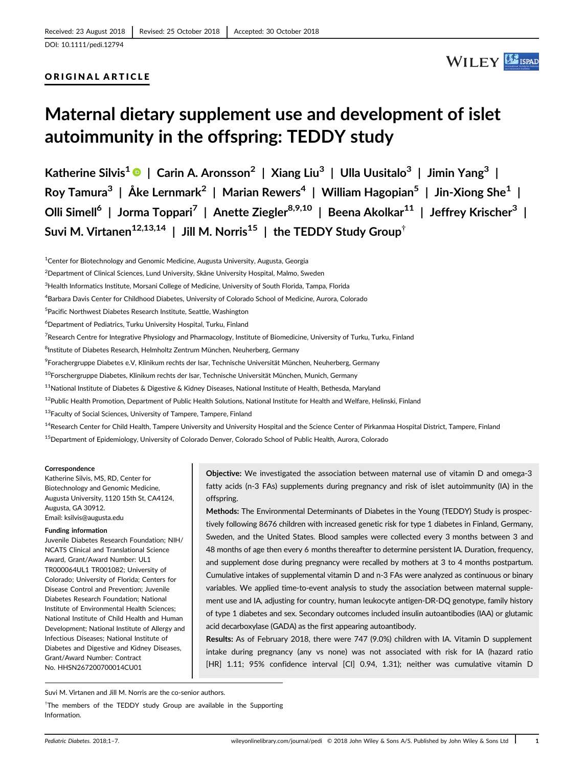Received: 23 August 2018 | Revised: 25 October 2018 | Accepted: 30 October 2018

DOI: 10.1111/pedi.12794

ORIGINAL ARTICLE

# Maternal dietary supplement use and development of islet autoimmunity in the offspring: TEDDY study

**Katherine Silvis[1] | Carin A. Aronsson[2] | Xiang Liu[3] | Ulla Uusitalo[3] | Jimin Yang[3] | Roy Tamura[3] | Åke Lernmark[2] | Marian Rewers[4] | William Hagopian[5] | Jin-Xiong She[1] | Olli Simell[6] | Jorma Toppari[7] | Anette Ziegler[8,9,10] | Beena Akolkar[11] | Jeffrey Krischer[3] | Suvi M. Virtanen[12,13,14] | Jill M. Norris[15] | the TEDDY Study Group[†]**

[1]Center for Biotechnology and Genomic Medicine, Augusta University, Augusta, Georgia

[2]Department of Clinical Sciences, Lund University, Skåne University Hospital, Malmo, Sweden

[3]Health Informatics Institute, Morsani College of Medicine, University of South Florida, Tampa, Florida

[4]Barbara Davis Center for Childhood Diabetes, University of Colorado School of Medicine, Aurora, Colorado

[5]Pacific Northwest Diabetes Research Institute, Seattle, Washington

[6]Department of Pediatrics, Turku University Hospital, Turku, Finland

[7]Research Centre for Integrative Physiology and Pharmacology, Institute of Biomedicine, University of Turku, Turku, Finland

[8]Institute of Diabetes Research, Helmholtz Zentrum München, Neuherberg, Germany

[9]Forachergruppe Diabetes e.V, Klinikum rechts der Isar, Technische Universität München, Neuherberg, Germany

[10]Forschergruppe Diabetes, Klinikum rechts der Isar, Technische Universität München, Munich, Germany

[11]National Institute of Diabetes & Digestive & Kidney Diseases, National Institute of Health, Bethesda, Maryland

[12]Public Health Promotion, Department of Public Health Solutions, National Institute for Health and Welfare, Helinski, Finland

[13]Faculty of Social Sciences, University of Tampere, Tampere, Finland

[14]Research Center for Child Health, Tampere University and University Hospital and the Science Center of Pirkanmaa Hospital District, Tampere, Finland

[15]Department of Epidemiology, University of Colorado Denver, Colorado School of Public Health, Aurora, Colorado

**Correspondence**
Katherine Silvis, MS, RD, Center for Biotechnology and Genomic Medicine, Augusta University, 1120 15th St, CA4124, Augusta, GA 30912.
Email: ksilvis@augusta.edu

**Funding information**
Juvenile Diabetes Research Foundation; NIH/NCATS Clinical and Translational Science Award, Grant/Award Number: UL1 TR000064UL1 TR001082; University of Colorado; University of Florida; Centers for Disease Control and Prevention; Juvenile Diabetes Research Foundation; National Institute of Environmental Health Sciences; National Institute of Child Health and Human Development; National Institute of Allergy and Infectious Diseases; National Institute of Diabetes and Digestive and Kidney Diseases, Grant/Award Number: Contract No. HHSN267200700014CU01

**Objective:** We investigated the association between maternal use of vitamin D and omega-3 fatty acids (n-3 FAs) supplements during pregnancy and risk of islet autoimmunity (IA) in the offspring.

**Methods:** The Environmental Determinants of Diabetes in the Young (TEDDY) Study is prospectively following 8676 children with increased genetic risk for type 1 diabetes in Finland, Germany, Sweden, and the United States. Blood samples were collected every 3 months between 3 and 48 months of age then every 6 months thereafter to determine persistent IA. Duration, frequency, and supplement dose during pregnancy were recalled by mothers at 3 to 4 months postpartum. Cumulative intakes of supplemental vitamin D and n-3 FAs were analyzed as continuous or binary variables. We applied time-to-event analysis to study the association between maternal supplement use and IA, adjusting for country, human leukocyte antigen-DR-DQ genotype, family history of type 1 diabetes and sex. Secondary outcomes included insulin autoantibodies (IAA) or glutamic acid decarboxylase (GADA) as the first appearing autoantibody.

**Results:** As of February 2018, there were 747 (9.0%) children with IA. Vitamin D supplement intake during pregnancy (any vs none) was not associated with risk for IA (hazard ratio [HR] 1.11; 95% confidence interval [CI] 0.94, 1.31); neither was cumulative vitamin D

Suvi M. Virtanen and Jill M. Norris are the co-senior authors.

[†]The members of the TEDDY study Group are available in the Supporting Information.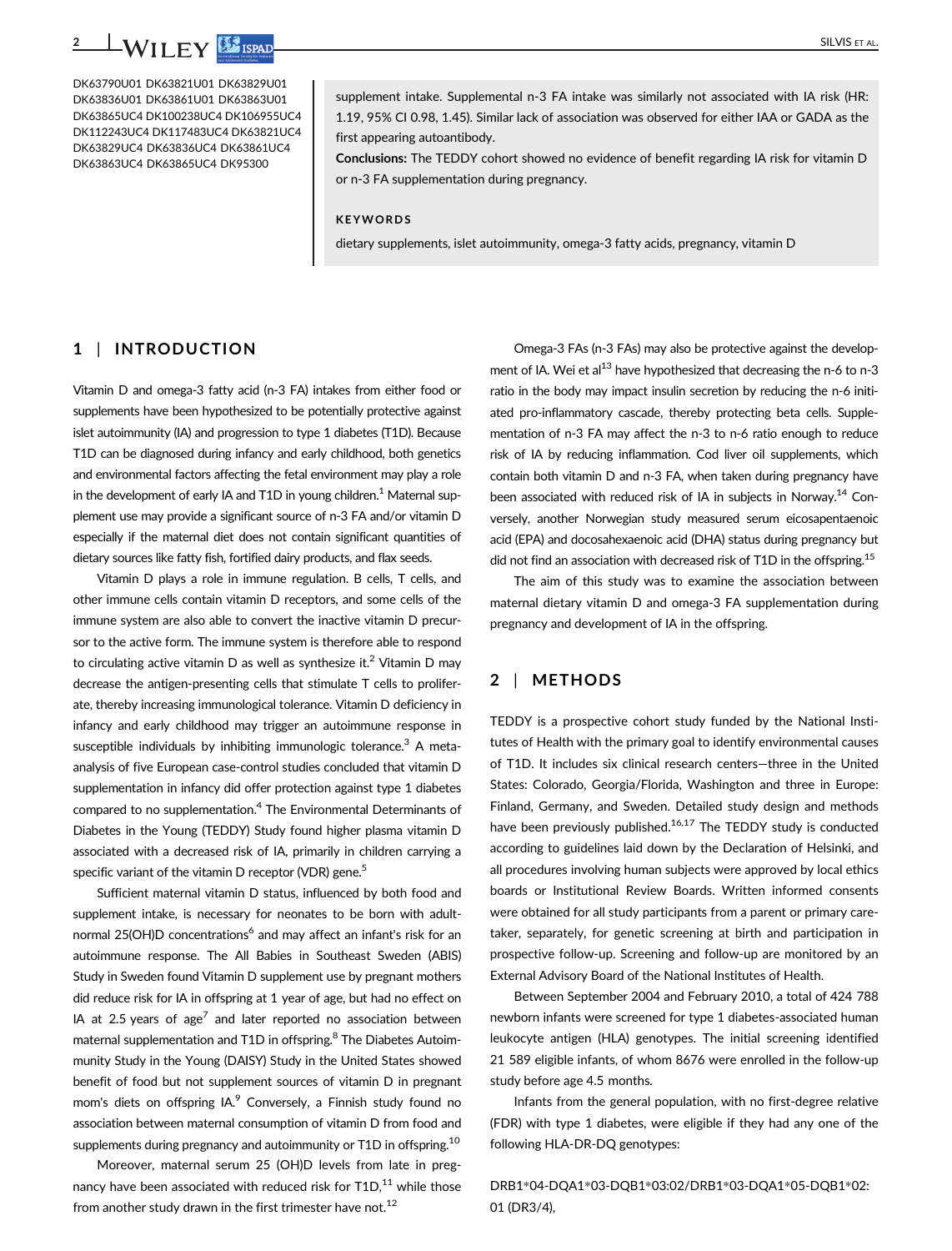DK63790U01 DK63821U01 DK63829U01 DK63836U01 DK63861U01 DK63863U01 DK63865UC4 DK100238UC4 DK106955UC4 DK112243UC4 DK117483UC4 DK63821UC4 DK63829UC4 DK63836UC4 DK63861UC4 DK63863UC4 DK63865UC4 DK95300

supplement intake. Supplemental n-3 FA intake was similarly not associated with IA risk (HR: 1.19, 95% CI 0.98, 1.45). Similar lack of association was observed for either IAA or GADA as the first appearing autoantibody.

**Conclusions:** The TEDDY cohort showed no evidence of benefit regarding IA risk for vitamin D or n-3 FA supplementation during pregnancy.

**KEYWORDS**

dietary supplements, islet autoimmunity, omega-3 fatty acids, pregnancy, vitamin D

## 1 | INTRODUCTION

Vitamin D and omega-3 fatty acid (n-3 FA) intakes from either food or supplements have been hypothesized to be potentially protective against islet autoimmunity (IA) and progression to type 1 diabetes (T1D). Because T1D can be diagnosed during infancy and early childhood, both genetics and environmental factors affecting the fetal environment may play a role in the development of early IA and T1D in young children.[1] Maternal supplement use may provide a significant source of n-3 FA and/or vitamin D especially if the maternal diet does not contain significant quantities of dietary sources like fatty fish, fortified dairy products, and flax seeds.

Vitamin D plays a role in immune regulation. B cells, T cells, and other immune cells contain vitamin D receptors, and some cells of the immune system are also able to convert the inactive vitamin D precursor to the active form. The immune system is therefore able to respond to circulating active vitamin D as well as synthesize it.[2] Vitamin D may decrease the antigen-presenting cells that stimulate T cells to proliferate, thereby increasing immunological tolerance. Vitamin D deficiency in infancy and early childhood may trigger an autoimmune response in susceptible individuals by inhibiting immunologic tolerance.[3] A meta-analysis of five European case-control studies concluded that vitamin D supplementation in infancy did offer protection against type 1 diabetes compared to no supplementation.[4] The Environmental Determinants of Diabetes in the Young (TEDDY) Study found higher plasma vitamin D associated with a decreased risk of IA, primarily in children carrying a specific variant of the vitamin D receptor (VDR) gene.[5]

Sufficient maternal vitamin D status, influenced by both food and supplement intake, is necessary for neonates to be born with adult-normal 25(OH)D concentrations[6] and may affect an infant's risk for an autoimmune response. The All Babies in Southeast Sweden (ABIS) Study in Sweden found Vitamin D supplement use by pregnant mothers did reduce risk for IA in offspring at 1 year of age, but had no effect on IA at 2.5 years of age[7] and later reported no association between maternal supplementation and T1D in offspring.[8] The Diabetes Autoimmunity Study in the Young (DAISY) Study in the United States showed benefit of food but not supplement sources of vitamin D in pregnant mom's diets on offspring IA.[9] Conversely, a Finnish study found no association between maternal consumption of vitamin D from food and supplements during pregnancy and autoimmunity or T1D in offspring.[10]

Moreover, maternal serum 25 (OH)D levels from late in pregnancy have been associated with reduced risk for T1D,[11] while those from another study drawn in the first trimester have not.[12]

Omega-3 FAs (n-3 FAs) may also be protective against the development of IA. Wei et al[13] have hypothesized that decreasing the n-6 to n-3 ratio in the body may impact insulin secretion by reducing the n-6 initiated pro-inflammatory cascade, thereby protecting beta cells. Supplementation of n-3 FA may affect the n-3 to n-6 ratio enough to reduce risk of IA by reducing inflammation. Cod liver oil supplements, which contain both vitamin D and n-3 FA, when taken during pregnancy have been associated with reduced risk of IA in subjects in Norway.[14] Conversely, another Norwegian study measured serum eicosapentaenoic acid (EPA) and docosahexaenoic acid (DHA) status during pregnancy but did not find an association with decreased risk of T1D in the offspring.[15]

The aim of this study was to examine the association between maternal dietary vitamin D and omega-3 FA supplementation during pregnancy and development of IA in the offspring.

## 2 | METHODS

TEDDY is a prospective cohort study funded by the National Institutes of Health with the primary goal to identify environmental causes of T1D. It includes six clinical research centers—three in the United States: Colorado, Georgia/Florida, Washington and three in Europe: Finland, Germany, and Sweden. Detailed study design and methods have been previously published.[16,17] The TEDDY study is conducted according to guidelines laid down by the Declaration of Helsinki, and all procedures involving human subjects were approved by local ethics boards or Institutional Review Boards. Written informed consents were obtained for all study participants from a parent or primary caretaker, separately, for genetic screening at birth and participation in prospective follow-up. Screening and follow-up are monitored by an External Advisory Board of the National Institutes of Health.

Between September 2004 and February 2010, a total of 424 788 newborn infants were screened for type 1 diabetes-associated human leukocyte antigen (HLA) genotypes. The initial screening identified 21 589 eligible infants, of whom 8676 were enrolled in the follow-up study before age 4.5 months.

Infants from the general population, with no first-degree relative (FDR) with type 1 diabetes, were eligible if they had any one of the following HLA-DR-DQ genotypes:

DRB1*04-DQA1*03-DQB1*03:02/DRB1*03-DQA1*05-DQB1*02:01 (DR3/4),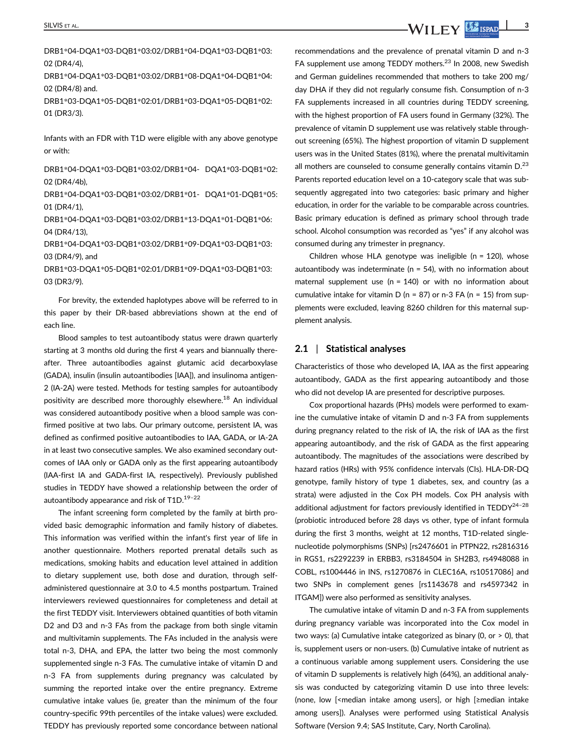DRB1*04-DQA1*03-DQB1*03:02/DRB1*04-DQA1*03-DQB1*03:02 (DR4/4),

DRB1*04-DQA1*03-DQB1*03:02/DRB1*08-DQA1*04-DQB1*04:02 (DR4/8) and.

DRB1*03-DQA1*05-DQB1*02:01/DRB1*03-DQA1*05-DQB1*02:01 (DR3/3).

Infants with an FDR with T1D were eligible with any above genotype or with:

DRB1*04-DQA1*03-DQB1*03:02/DRB1*04- DQA1*03-DQB1*02:02 (DR4/4b),

DRB1*04-DQA1*03-DQB1*03:02/DRB1*01- DQA1*01-DQB1*05:01 (DR4/1),

DRB1*04-DQA1*03-DQB1*03:02/DRB1*13-DQA1*01-DQB1*06:04 (DR4/13),

DRB1*04-DQA1*03-DQB1*03:02/DRB1*09-DQA1*03-DQB1*03:03 (DR4/9), and

DRB1*03-DQA1*05-DQB1*02:01/DRB1*09-DQA1*03-DQB1*03:03 (DR3/9).

For brevity, the extended haplotypes above will be referred to in this paper by their DR-based abbreviations shown at the end of each line.

Blood samples to test autoantibody status were drawn quarterly starting at 3 months old during the first 4 years and biannually thereafter. Three autoantibodies against glutamic acid decarboxylase (GADA), insulin (insulin autoantibodies [IAA]), and insulinoma antigen-2 (IA-2A) were tested. Methods for testing samples for autoantibody positivity are described more thoroughly elsewhere.[18] An individual was considered autoantibody positive when a blood sample was confirmed positive at two labs. Our primary outcome, persistent IA, was defined as confirmed positive autoantibodies to IAA, GADA, or IA-2A in at least two consecutive samples. We also examined secondary outcomes of IAA only or GADA only as the first appearing autoantibody (IAA-first IA and GADA-first IA, respectively). Previously published studies in TEDDY have showed a relationship between the order of autoantibody appearance and risk of T1D.[19–22]

The infant screening form completed by the family at birth provided basic demographic information and family history of diabetes. This information was verified within the infant's first year of life in another questionnaire. Mothers reported prenatal details such as medications, smoking habits and education level attained in addition to dietary supplement use, both dose and duration, through self-administered questionnaire at 3.0 to 4.5 months postpartum. Trained interviewers reviewed questionnaires for completeness and detail at the first TEDDY visit. Interviewers obtained quantities of both vitamin D2 and D3 and n-3 FAs from the package from both single vitamin and multivitamin supplements. The FAs included in the analysis were total n-3, DHA, and EPA, the latter two being the most commonly supplemented single n-3 FAs. The cumulative intake of vitamin D and n-3 FA from supplements during pregnancy was calculated by summing the reported intake over the entire pregnancy. Extreme cumulative intake values (ie, greater than the minimum of the four country-specific 99th percentiles of the intake values) were excluded. TEDDY has previously reported some concordance between national recommendations and the prevalence of prenatal vitamin D and n-3 FA supplement use among TEDDY mothers.[23] In 2008, new Swedish and German guidelines recommended that mothers to take 200 mg/day DHA if they did not regularly consume fish. Consumption of n-3 FA supplements increased in all countries during TEDDY screening, with the highest proportion of FA users found in Germany (32%). The prevalence of vitamin D supplement use was relatively stable throughout screening (65%). The highest proportion of vitamin D supplement users was in the United States (81%), where the prenatal multivitamin all mothers are counseled to consume generally contains vitamin D.[23] Parents reported education level on a 10-category scale that was subsequently aggregated into two categories: basic primary and higher education, in order for the variable to be comparable across countries. Basic primary education is defined as primary school through trade school. Alcohol consumption was recorded as "yes" if any alcohol was consumed during any trimester in pregnancy.

Children whose HLA genotype was ineligible (n = 120), whose autoantibody was indeterminate (n = 54), with no information about maternal supplement use (n = 140) or with no information about cumulative intake for vitamin D (n = 87) or n-3 FA (n = 15) from supplements were excluded, leaving 8260 children for this maternal supplement analysis.

## 2.1 | Statistical analyses

Characteristics of those who developed IA, IAA as the first appearing autoantibody, GADA as the first appearing autoantibody and those who did not develop IA are presented for descriptive purposes.

Cox proportional hazards (PHs) models were performed to examine the cumulative intake of vitamin D and n-3 FA from supplements during pregnancy related to the risk of IA, the risk of IAA as the first appearing autoantibody, and the risk of GADA as the first appearing autoantibody. The magnitudes of the associations were described by hazard ratios (HRs) with 95% confidence intervals (CIs). HLA-DR-DQ genotype, family history of type 1 diabetes, sex, and country (as a strata) were adjusted in the Cox PH models. Cox PH analysis with additional adjustment for factors previously identified in TEDDY[24–28] (probiotic introduced before 28 days vs other, type of infant formula during the first 3 months, weight at 12 months, T1D-related single-nucleotide polymorphisms (SNPs) [rs2476601 in PTPN22, rs2816316 in RGS1, rs2292239 in ERBB3, rs3184504 in SH2B3, rs4948088 in COBL, rs1004446 in INS, rs1270876 in CLEC16A, rs10517086] and two SNPs in complement genes [rs1143678 and rs4597342 in ITGAM]) were also performed as sensitivity analyses.

The cumulative intake of vitamin D and n-3 FA from supplements during pregnancy variable was incorporated into the Cox model in two ways: (a) Cumulative intake categorized as binary (0, or > 0), that is, supplement users or non-users. (b) Cumulative intake of nutrient as a continuous variable among supplement users. Considering the use of vitamin D supplements is relatively high (64%), an additional analysis was conducted by categorizing vitamin D use into three levels: (none, low [<median intake among users], or high [≥median intake among users]). Analyses were performed using Statistical Analysis Software (Version 9.4; SAS Institute, Cary, North Carolina).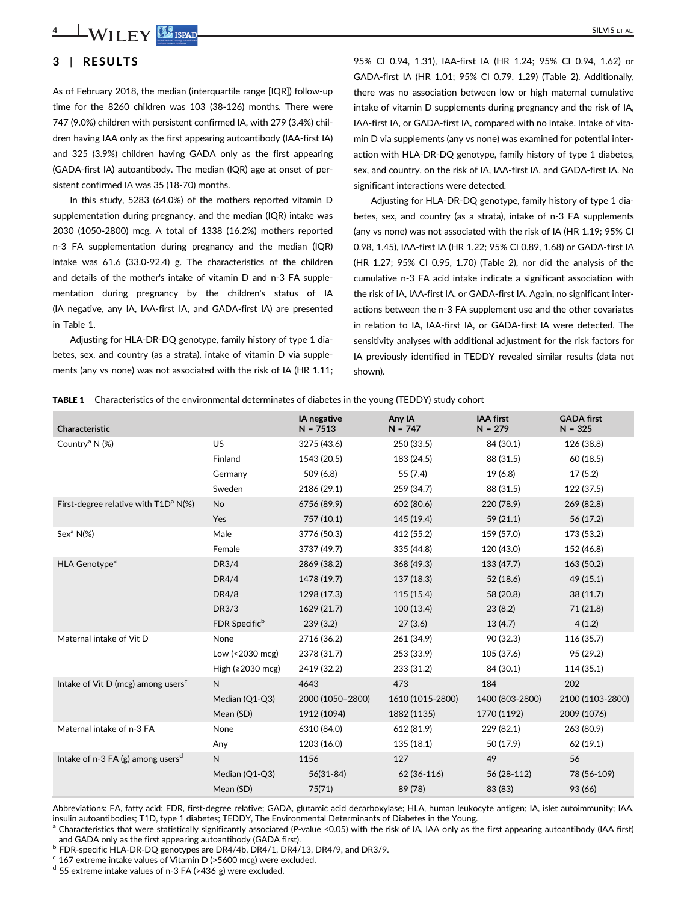## 3 | RESULTS

As of February 2018, the median (interquartile range [IQR]) follow-up time for the 8260 children was 103 (38-126) months. There were 747 (9.0%) children with persistent confirmed IA, with 279 (3.4%) children having IAA only as the first appearing autoantibody (IAA-first IA) and 325 (3.9%) children having GADA only as the first appearing (GADA-first IA) autoantibody. The median (IQR) age at onset of persistent confirmed IA was 35 (18-70) months.

In this study, 5283 (64.0%) of the mothers reported vitamin D supplementation during pregnancy, and the median (IQR) intake was 2030 (1050-2800) mcg. A total of 1338 (16.2%) mothers reported n-3 FA supplementation during pregnancy and the median (IQR) intake was 61.6 (33.0-92.4) g. The characteristics of the children and details of the mother's intake of vitamin D and n-3 FA supplementation during pregnancy by the children's status of IA (IA negative, any IA, IAA-first IA, and GADA-first IA) are presented in Table 1.

Adjusting for HLA-DR-DQ genotype, family history of type 1 diabetes, sex, and country (as a strata), intake of vitamin D via supplements (any vs none) was not associated with the risk of IA (HR 1.11; 95% CI 0.94, 1.31), IAA-first IA (HR 1.24; 95% CI 0.94, 1.62) or GADA-first IA (HR 1.01; 95% CI 0.79, 1.29) (Table 2). Additionally, there was no association between low or high maternal cumulative intake of vitamin D supplements during pregnancy and the risk of IA, IAA-first IA, or GADA-first IA, compared with no intake. Intake of vitamin D via supplements (any vs none) was examined for potential interaction with HLA-DR-DQ genotype, family history of type 1 diabetes, sex, and country, on the risk of IA, IAA-first IA, and GADA-first IA. No significant interactions were detected.

Adjusting for HLA-DR-DQ genotype, family history of type 1 diabetes, sex, and country (as a strata), intake of n-3 FA supplements (any vs none) was not associated with the risk of IA (HR 1.19; 95% CI 0.98, 1.45), IAA-first IA (HR 1.22; 95% CI 0.89, 1.68) or GADA-first IA (HR 1.27; 95% CI 0.95, 1.70) (Table 2), nor did the analysis of the cumulative n-3 FA acid intake indicate a significant association with the risk of IA, IAA-first IA, or GADA-first IA. Again, no significant interactions between the n-3 FA supplement use and the other covariates in relation to IA, IAA-first IA, or GADA-first IA were detected. The sensitivity analyses with additional adjustment for the risk factors for IA previously identified in TEDDY revealed similar results (data not shown).

**TABLE 1** Characteristics of the environmental determinates of diabetes in the young (TEDDY) study cohort

| Characteristic | | IA negative N = 7513 | Any IA N = 747 | IAA first N = 279 | GADA first N = 325 |
|---|---|---|---|---|---|
| Country[a] N (%) | US | 3275 (43.6) | 250 (33.5) | 84 (30.1) | 126 (38.8) |
| | Finland | 1543 (20.5) | 183 (24.5) | 88 (31.5) | 60 (18.5) |
| | Germany | 509 (6.8) | 55 (7.4) | 19 (6.8) | 17 (5.2) |
| | Sweden | 2186 (29.1) | 259 (34.7) | 88 (31.5) | 122 (37.5) |
| First-degree relative with T1D[a] N(%) | No | 6756 (89.9) | 602 (80.6) | 220 (78.9) | 269 (82.8) |
| | Yes | 757 (10.1) | 145 (19.4) | 59 (21.1) | 56 (17.2) |
| Sex[a] N(%) | Male | 3776 (50.3) | 412 (55.2) | 159 (57.0) | 173 (53.2) |
| | Female | 3737 (49.7) | 335 (44.8) | 120 (43.0) | 152 (46.8) |
| HLA Genotype[a] | DR3/4 | 2869 (38.2) | 368 (49.3) | 133 (47.7) | 163 (50.2) |
| | DR4/4 | 1478 (19.7) | 137 (18.3) | 52 (18.6) | 49 (15.1) |
| | DR4/8 | 1298 (17.3) | 115 (15.4) | 58 (20.8) | 38 (11.7) |
| | DR3/3 | 1629 (21.7) | 100 (13.4) | 23 (8.2) | 71 (21.8) |
| | FDR Specific[b] | 239 (3.2) | 27 (3.6) | 13 (4.7) | 4 (1.2) |
| Maternal intake of Vit D | None | 2716 (36.2) | 261 (34.9) | 90 (32.3) | 116 (35.7) |
| | Low (<2030 mcg) | 2378 (31.7) | 253 (33.9) | 105 (37.6) | 95 (29.2) |
| | High (≥2030 mcg) | 2419 (32.2) | 233 (31.2) | 84 (30.1) | 114 (35.1) |
| Intake of Vit D (mcg) among users[c] | N | 4643 | 473 | 184 | 202 |
| | Median (Q1-Q3) | 2000 (1050–2800) | 1610 (1015-2800) | 1400 (803-2800) | 2100 (1103-2800) |
| | Mean (SD) | 1912 (1094) | 1882 (1135) | 1770 (1192) | 2009 (1076) |
| Maternal intake of n-3 FA | None | 6310 (84.0) | 612 (81.9) | 229 (82.1) | 263 (80.9) |
| | Any | 1203 (16.0) | 135 (18.1) | 50 (17.9) | 62 (19.1) |
| Intake of n-3 FA (g) among users[d] | N | 1156 | 127 | 49 | 56 |
| | Median (Q1-Q3) | 56(31-84) | 62 (36-116) | 56 (28-112) | 78 (56-109) |
| | Mean (SD) | 75(71) | 89 (78) | 83 (83) | 93 (66) |

Abbreviations: FA, fatty acid; FDR, first-degree relative; GADA, glutamic acid decarboxylase; HLA, human leukocyte antigen; IA, islet autoimmunity; IAA, insulin autoantibodies; T1D, type 1 diabetes; TEDDY, The Environmental Determinants of Diabetes in the Young.

[a] Characteristics that were statistically significantly associated (*P*-value <0.05) with the risk of IA, IAA only as the first appearing autoantibody (IAA first) and GADA only as the first appearing autoantibody (GADA first).

[b] FDR-specific HLA-DR-DQ genotypes are DR4/4b, DR4/1, DR4/13, DR4/9, and DR3/9.

[c] 167 extreme intake values of Vitamin D (>5600 mcg) were excluded.

[d] 55 extreme intake values of n-3 FA (>436 g) were excluded.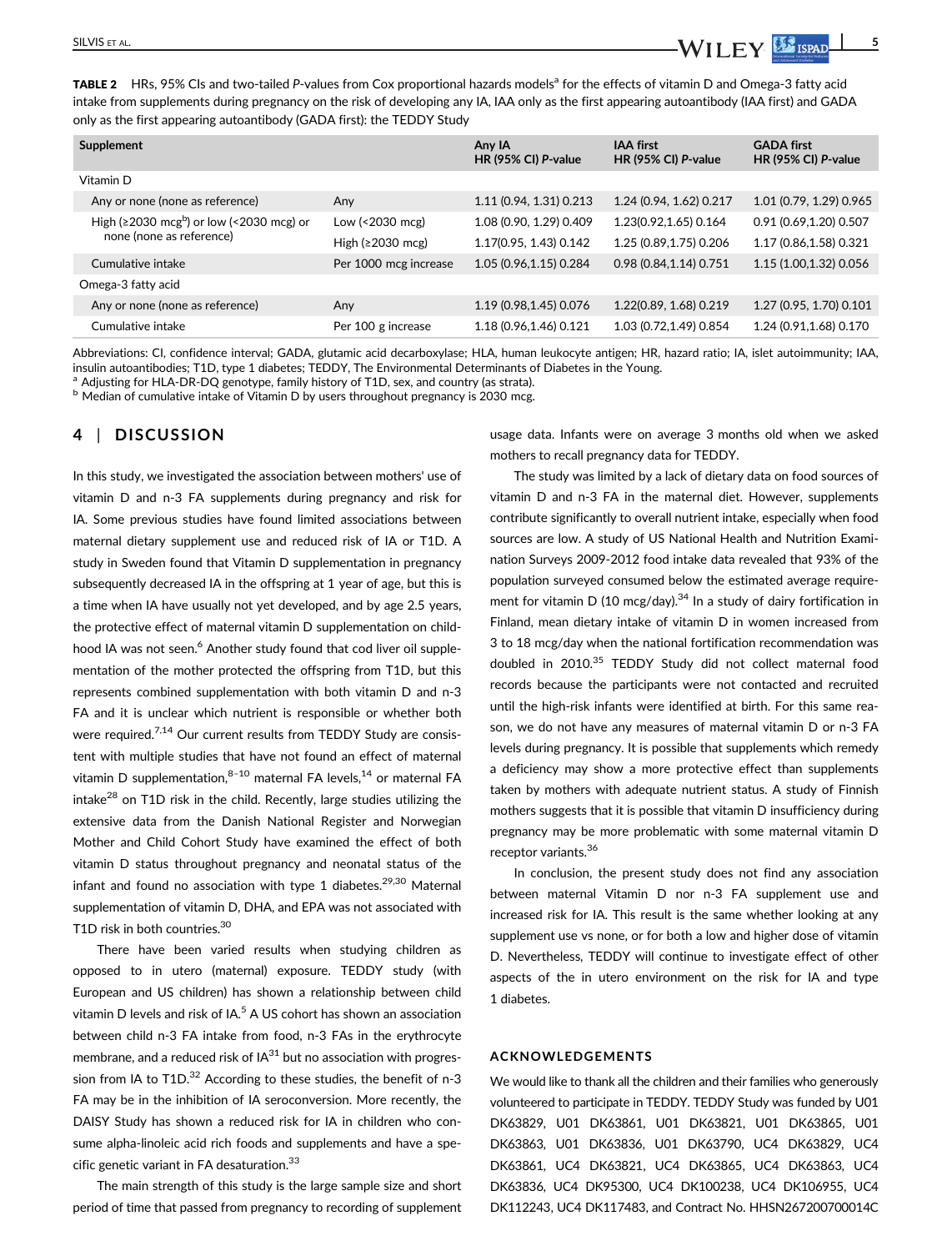**TABLE 2** HRs, 95% CIs and two-tailed *P*-values from Cox proportional hazards models[a] for the effects of vitamin D and Omega-3 fatty acid intake from supplements during pregnancy on the risk of developing any IA, IAA only as the first appearing autoantibody (IAA first) and GADA only as the first appearing autoantibody (GADA first): the TEDDY Study

| Supplement | | Any IA HR (95% CI) *P*-value | IAA first HR (95% CI) *P*-value | GADA first HR (95% CI) *P*-value |
|---|---|---|---|---|
| Vitamin D | | | | |
| Any or none (none as reference) | Any | 1.11 (0.94, 1.31) 0.213 | 1.24 (0.94, 1.62) 0.217 | 1.01 (0.79, 1.29) 0.965 |
| High (≥2030 mcg[b]) or low (<2030 mcg) or none (none as reference) | Low (<2030 mcg) | 1.08 (0.90, 1.29) 0.409 | 1.23(0.92,1.65) 0.164 | 0.91 (0.69,1.20) 0.507 |
| | High (≥2030 mcg) | 1.17(0.95, 1.43) 0.142 | 1.25 (0.89,1.75) 0.206 | 1.17 (0.86,1.58) 0.321 |
| Cumulative intake | Per 1000 mcg increase | 1.05 (0.96,1.15) 0.284 | 0.98 (0.84,1.14) 0.751 | 1.15 (1.00,1.32) 0.056 |
| Omega-3 fatty acid | | | | |
| Any or none (none as reference) | Any | 1.19 (0.98,1.45) 0.076 | 1.22(0.89, 1.68) 0.219 | 1.27 (0.95, 1.70) 0.101 |
| Cumulative intake | Per 100 g increase | 1.18 (0.96,1.46) 0.121 | 1.03 (0.72,1.49) 0.854 | 1.24 (0.91,1.68) 0.170 |

Abbreviations: CI, confidence interval; GADA, glutamic acid decarboxylase; HLA, human leukocyte antigen; HR, hazard ratio; IA, islet autoimmunity; IAA, insulin autoantibodies; T1D, type 1 diabetes; TEDDY, The Environmental Determinants of Diabetes in the Young.

[a] Adjusting for HLA-DR-DQ genotype, family history of T1D, sex, and country (as strata).

[b] Median of cumulative intake of Vitamin D by users throughout pregnancy is 2030 mcg.

## 4 | DISCUSSION

In this study, we investigated the association between mothers' use of vitamin D and n-3 FA supplements during pregnancy and risk for IA. Some previous studies have found limited associations between maternal dietary supplement use and reduced risk of IA or T1D. A study in Sweden found that Vitamin D supplementation in pregnancy subsequently decreased IA in the offspring at 1 year of age, but this is a time when IA have usually not yet developed, and by age 2.5 years, the protective effect of maternal vitamin D supplementation on childhood IA was not seen.[6] Another study found that cod liver oil supplementation of the mother protected the offspring from T1D, but this represents combined supplementation with both vitamin D and n-3 FA and it is unclear which nutrient is responsible or whether both were required.[7,14] Our current results from TEDDY Study are consistent with multiple studies that have not found an effect of maternal vitamin D supplementation,[8–10] maternal FA levels,[14] or maternal FA intake[28] on T1D risk in the child. Recently, large studies utilizing the extensive data from the Danish National Register and Norwegian Mother and Child Cohort Study have examined the effect of both vitamin D status throughout pregnancy and neonatal status of the infant and found no association with type 1 diabetes.[29,30] Maternal supplementation of vitamin D, DHA, and EPA was not associated with T1D risk in both countries.[30]

There have been varied results when studying children as opposed to in utero (maternal) exposure. TEDDY study (with European and US children) has shown a relationship between child vitamin D levels and risk of IA.[5] A US cohort has shown an association between child n-3 FA intake from food, n-3 FAs in the erythrocyte membrane, and a reduced risk of IA[31] but no association with progression from IA to T1D.[32] According to these studies, the benefit of n-3 FA may be in the inhibition of IA seroconversion. More recently, the DAISY Study has shown a reduced risk for IA in children who consume alpha-linoleic acid rich foods and supplements and have a specific genetic variant in FA desaturation.[33]

The main strength of this study is the large sample size and short period of time that passed from pregnancy to recording of supplement usage data. Infants were on average 3 months old when we asked mothers to recall pregnancy data for TEDDY.

The study was limited by a lack of dietary data on food sources of vitamin D and n-3 FA in the maternal diet. However, supplements contribute significantly to overall nutrient intake, especially when food sources are low. A study of US National Health and Nutrition Examination Surveys 2009-2012 food intake data revealed that 93% of the population surveyed consumed below the estimated average requirement for vitamin D (10 mcg/day).[34] In a study of dairy fortification in Finland, mean dietary intake of vitamin D in women increased from 3 to 18 mcg/day when the national fortification recommendation was doubled in 2010.[35] TEDDY Study did not collect maternal food records because the participants were not contacted and recruited until the high-risk infants were identified at birth. For this same reason, we do not have any measures of maternal vitamin D or n-3 FA levels during pregnancy. It is possible that supplements which remedy a deficiency may show a more protective effect than supplements taken by mothers with adequate nutrient status. A study of Finnish mothers suggests that it is possible that vitamin D insufficiency during pregnancy may be more problematic with some maternal vitamin D receptor variants.[36]

In conclusion, the present study does not find any association between maternal Vitamin D nor n-3 FA supplement use and increased risk for IA. This result is the same whether looking at any supplement use vs none, or for both a low and higher dose of vitamin D. Nevertheless, TEDDY will continue to investigate effect of other aspects of the in utero environment on the risk for IA and type 1 diabetes.

### ACKNOWLEDGEMENTS

We would like to thank all the children and their families who generously volunteered to participate in TEDDY. TEDDY Study was funded by U01 DK63829, U01 DK63861, U01 DK63821, U01 DK63865, U01 DK63863, U01 DK63836, U01 DK63790, UC4 DK63829, UC4 DK63861, UC4 DK63821, UC4 DK63865, UC4 DK63863, UC4 DK63836, UC4 DK95300, UC4 DK100238, UC4 DK106955, UC4 DK112243, UC4 DK117483, and Contract No. HHSN267200700014C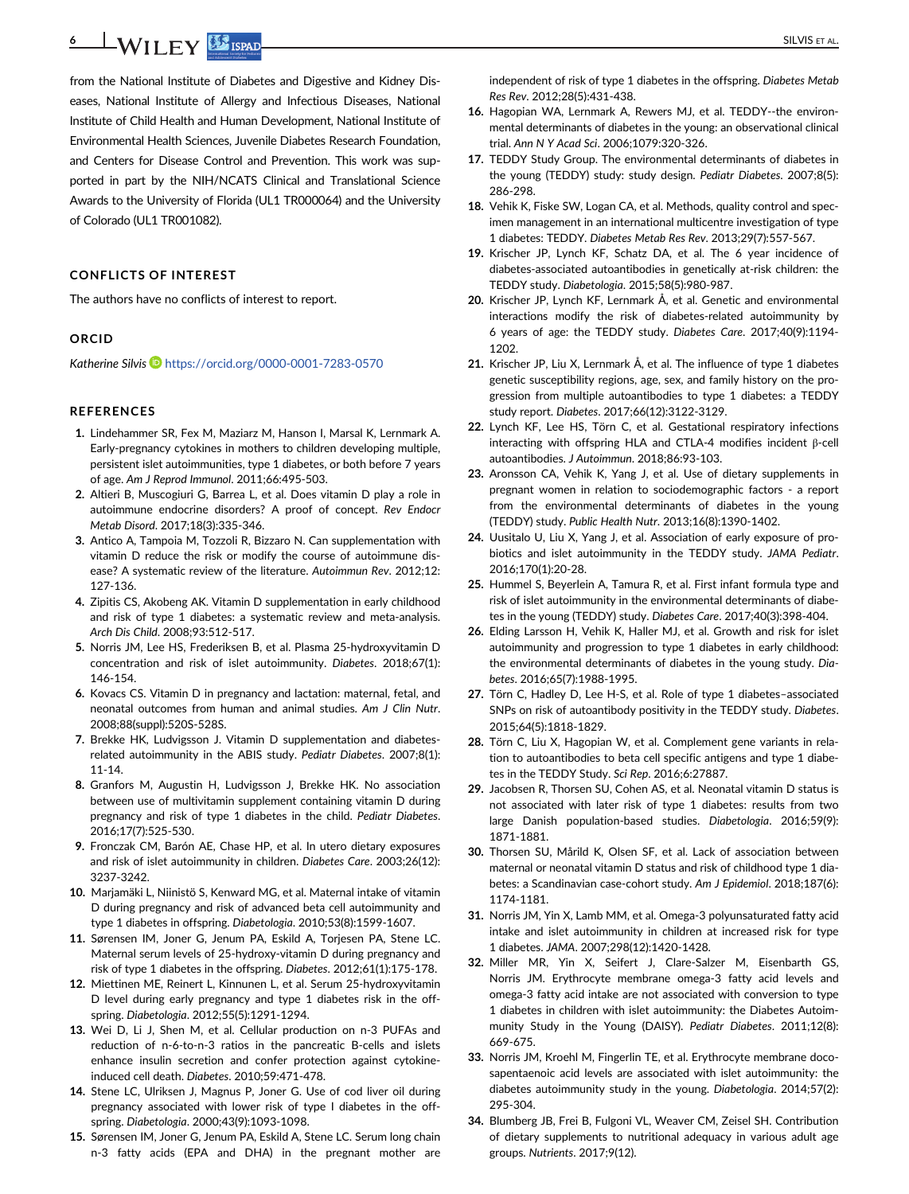from the National Institute of Diabetes and Digestive and Kidney Diseases, National Institute of Allergy and Infectious Diseases, National Institute of Child Health and Human Development, National Institute of Environmental Health Sciences, Juvenile Diabetes Research Foundation, and Centers for Disease Control and Prevention. This work was supported in part by the NIH/NCATS Clinical and Translational Science Awards to the University of Florida (UL1 TR000064) and the University of Colorado (UL1 TR001082).

## CONFLICTS OF INTEREST

The authors have no conflicts of interest to report.

## ORCID

*Katherine Silvis* https://orcid.org/0000-0001-7283-0570

## REFERENCES

1. Lindehammer SR, Fex M, Maziarz M, Hanson I, Marsal K, Lernmark A. Early-pregnancy cytokines in mothers to children developing multiple, persistent islet autoimmunities, type 1 diabetes, or both before 7 years of age. *Am J Reprod Immunol*. 2011;66:495-503.
2. Altieri B, Muscogiuri G, Barrea L, et al. Does vitamin D play a role in autoimmune endocrine disorders? A proof of concept. *Rev Endocr Metab Disord*. 2017;18(3):335-346.
3. Antico A, Tampoia M, Tozzoli R, Bizzaro N. Can supplementation with vitamin D reduce the risk or modify the course of autoimmune disease? A systematic review of the literature. *Autoimmun Rev*. 2012;12:127-136.
4. Zipitis CS, Akobeng AK. Vitamin D supplementation in early childhood and risk of type 1 diabetes: a systematic review and meta-analysis. *Arch Dis Child*. 2008;93:512-517.
5. Norris JM, Lee HS, Frederiksen B, et al. Plasma 25-hydroxyvitamin D concentration and risk of islet autoimmunity. *Diabetes*. 2018;67(1):146-154.
6. Kovacs CS. Vitamin D in pregnancy and lactation: maternal, fetal, and neonatal outcomes from human and animal studies. *Am J Clin Nutr*. 2008;88(suppl):520S-528S.
7. Brekke HK, Ludvigsson J. Vitamin D supplementation and diabetes-related autoimmunity in the ABIS study. *Pediatr Diabetes*. 2007;8(1):11-14.
8. Granfors M, Augustin H, Ludvigsson J, Brekke HK. No association between use of multivitamin supplement containing vitamin D during pregnancy and risk of type 1 diabetes in the child. *Pediatr Diabetes*. 2016;17(7):525-530.
9. Fronczak CM, Barón AE, Chase HP, et al. In utero dietary exposures and risk of islet autoimmunity in children. *Diabetes Care*. 2003;26(12):3237-3242.
10. Marjamäki L, Niinistö S, Kenward MG, et al. Maternal intake of vitamin D during pregnancy and risk of advanced beta cell autoimmunity and type 1 diabetes in offspring. *Diabetologia*. 2010;53(8):1599-1607.
11. Sørensen IM, Joner G, Jenum PA, Eskild A, Torjesen PA, Stene LC. Maternal serum levels of 25-hydroxy-vitamin D during pregnancy and risk of type 1 diabetes in the offspring. *Diabetes*. 2012;61(1):175-178.
12. Miettinen ME, Reinert L, Kinnunen L, et al. Serum 25-hydroxyvitamin D level during early pregnancy and type 1 diabetes risk in the offspring. *Diabetologia*. 2012;55(5):1291-1294.
13. Wei D, Li J, Shen M, et al. Cellular production on n-3 PUFAs and reduction of n-6-to-n-3 ratios in the pancreatic B-cells and islets enhance insulin secretion and confer protection against cytokine-induced cell death. *Diabetes*. 2010;59:471-478.
14. Stene LC, Ulriksen J, Magnus P, Joner G. Use of cod liver oil during pregnancy associated with lower risk of type I diabetes in the offspring. *Diabetologia*. 2000;43(9):1093-1098.
15. Sørensen IM, Joner G, Jenum PA, Eskild A, Stene LC. Serum long chain n-3 fatty acids (EPA and DHA) in the pregnant mother are independent of risk of type 1 diabetes in the offspring. *Diabetes Metab Res Rev*. 2012;28(5):431-438.
16. Hagopian WA, Lernmark A, Rewers MJ, et al. TEDDY--the environmental determinants of diabetes in the young: an observational clinical trial. *Ann N Y Acad Sci*. 2006;1079:320-326.
17. TEDDY Study Group. The environmental determinants of diabetes in the young (TEDDY) study: study design. *Pediatr Diabetes*. 2007;8(5):286-298.
18. Vehik K, Fiske SW, Logan CA, et al. Methods, quality control and specimen management in an international multicentre investigation of type 1 diabetes: TEDDY. *Diabetes Metab Res Rev*. 2013;29(7):557-567.
19. Krischer JP, Lynch KF, Schatz DA, et al. The 6 year incidence of diabetes-associated autoantibodies in genetically at-risk children: the TEDDY study. *Diabetologia*. 2015;58(5):980-987.
20. Krischer JP, Lynch KF, Lernmark Å, et al. Genetic and environmental interactions modify the risk of diabetes-related autoimmunity by 6 years of age: the TEDDY study. *Diabetes Care*. 2017;40(9):1194-1202.
21. Krischer JP, Liu X, Lernmark Å, et al. The influence of type 1 diabetes genetic susceptibility regions, age, sex, and family history on the progression from multiple autoantibodies to type 1 diabetes: a TEDDY study report. *Diabetes*. 2017;66(12):3122-3129.
22. Lynch KF, Lee HS, Törn C, et al. Gestational respiratory infections interacting with offspring HLA and CTLA-4 modifies incident β-cell autoantibodies. *J Autoimmun*. 2018;86:93-103.
23. Aronsson CA, Vehik K, Yang J, et al. Use of dietary supplements in pregnant women in relation to sociodemographic factors - a report from the environmental determinants of diabetes in the young (TEDDY) study. *Public Health Nutr*. 2013;16(8):1390-1402.
24. Uusitalo U, Liu X, Yang J, et al. Association of early exposure of probiotics and islet autoimmunity in the TEDDY study. *JAMA Pediatr*. 2016;170(1):20-28.
25. Hummel S, Beyerlein A, Tamura R, et al. First infant formula type and risk of islet autoimmunity in the environmental determinants of diabetes in the young (TEDDY) study. *Diabetes Care*. 2017;40(3):398-404.
26. Elding Larsson H, Vehik K, Haller MJ, et al. Growth and risk for islet autoimmunity and progression to type 1 diabetes in early childhood: the environmental determinants of diabetes in the young study. *Diabetes*. 2016;65(7):1988-1995.
27. Törn C, Hadley D, Lee H-S, et al. Role of type 1 diabetes–associated SNPs on risk of autoantibody positivity in the TEDDY study. *Diabetes*. 2015;64(5):1818-1829.
28. Törn C, Liu X, Hagopian W, et al. Complement gene variants in relation to autoantibodies to beta cell specific antigens and type 1 diabetes in the TEDDY Study. *Sci Rep*. 2016;6:27887.
29. Jacobsen R, Thorsen SU, Cohen AS, et al. Neonatal vitamin D status is not associated with later risk of type 1 diabetes: results from two large Danish population-based studies. *Diabetologia*. 2016;59(9):1871-1881.
30. Thorsen SU, Mårild K, Olsen SF, et al. Lack of association between maternal or neonatal vitamin D status and risk of childhood type 1 diabetes: a Scandinavian case-cohort study. *Am J Epidemiol*. 2018;187(6):1174-1181.
31. Norris JM, Yin X, Lamb MM, et al. Omega-3 polyunsaturated fatty acid intake and islet autoimmunity in children at increased risk for type 1 diabetes. *JAMA*. 2007;298(12):1420-1428.
32. Miller MR, Yin X, Seifert J, Clare-Salzer M, Eisenbarth GS, Norris JM. Erythrocyte membrane omega-3 fatty acid levels and omega-3 fatty acid intake are not associated with conversion to type 1 diabetes in children with islet autoimmunity: the Diabetes Autoimmunity Study in the Young (DAISY). *Pediatr Diabetes*. 2011;12(8):669-675.
33. Norris JM, Kroehl M, Fingerlin TE, et al. Erythrocyte membrane docosapentaenoic acid levels are associated with islet autoimmunity: the diabetes autoimmunity study in the young. *Diabetologia*. 2014;57(2):295-304.
34. Blumberg JB, Frei B, Fulgoni VL, Weaver CM, Zeisel SH. Contribution of dietary supplements to nutritional adequacy in various adult age groups. *Nutrients*. 2017;9(12).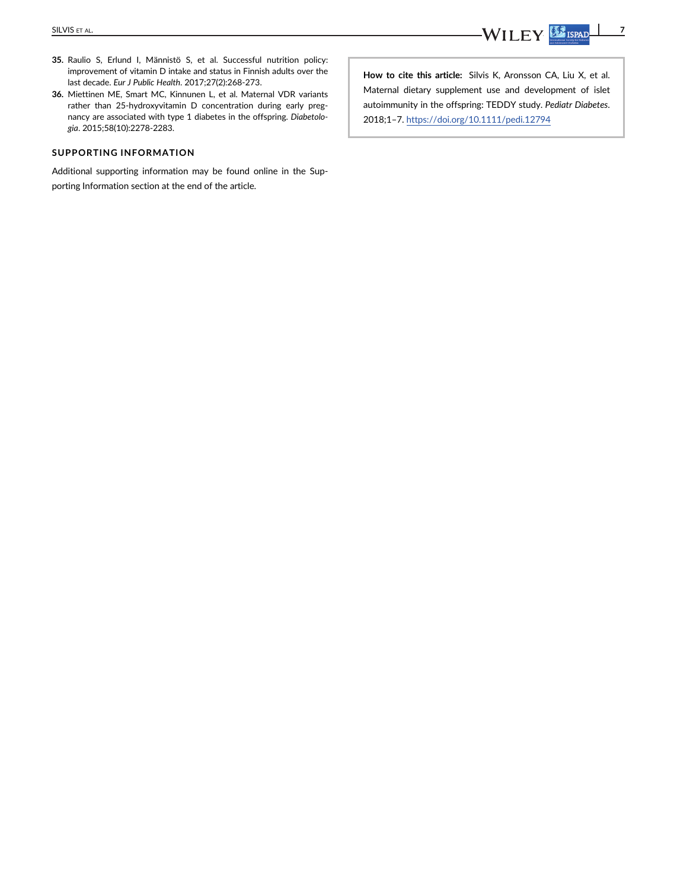35. Raulio S, Erlund I, Männistö S, et al. Successful nutrition policy: improvement of vitamin D intake and status in Finnish adults over the last decade. *Eur J Public Health*. 2017;27(2):268-273.
36. Miettinen ME, Smart MC, Kinnunen L, et al. Maternal VDR variants rather than 25-hydroxyvitamin D concentration during early pregnancy are associated with type 1 diabetes in the offspring. *Diabetologia*. 2015;58(10):2278-2283.

## SUPPORTING INFORMATION

Additional supporting information may be found online in the Supporting Information section at the end of the article.

**How to cite this article:** Silvis K, Aronsson CA, Liu X, et al. Maternal dietary supplement use and development of islet autoimmunity in the offspring: TEDDY study. *Pediatr Diabetes*. 2018;1–7. https://doi.org/10.1111/pedi.12794